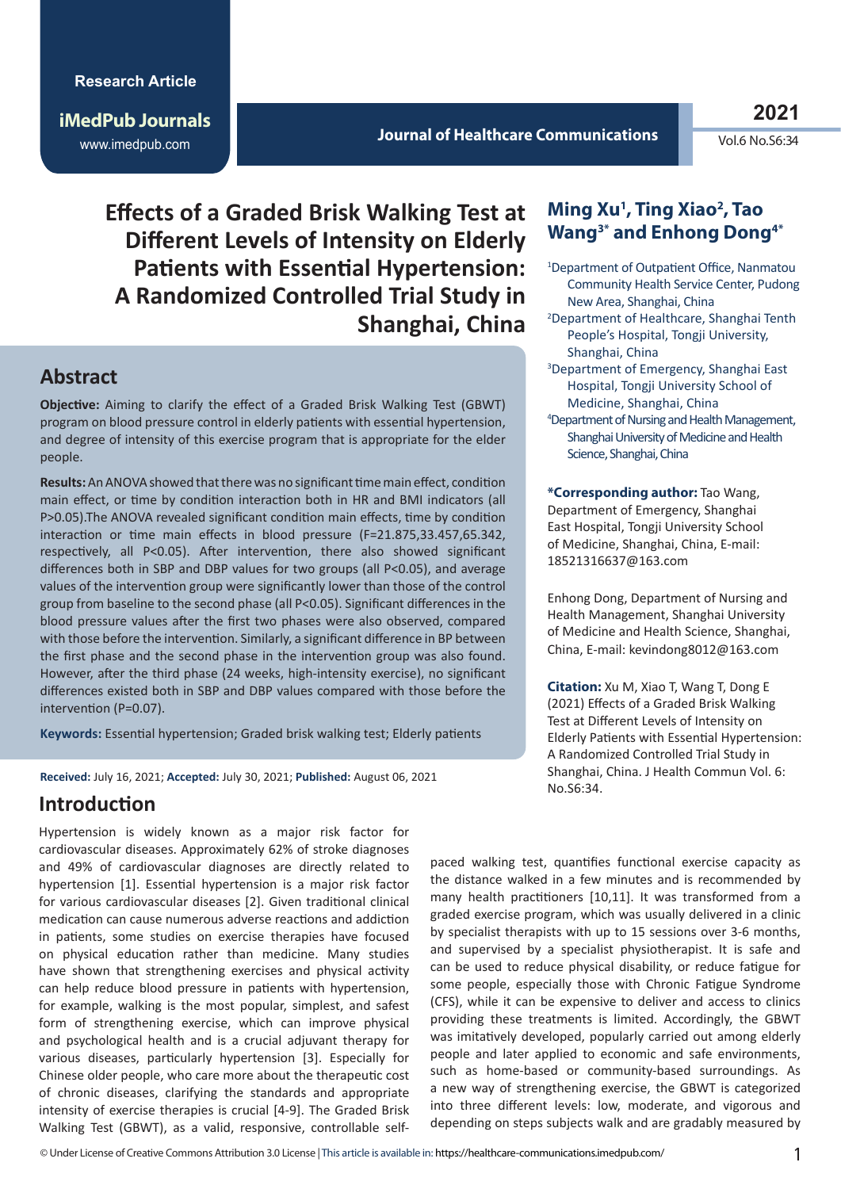Research Article

# Effects of a Graded Brisk Walking Test at Different Levels of Intensity on Elderly Patients with Essential Hypertension: A Randomized Controlled Trial Study in Shanghai, China

**Ming Xu[1], Ting Xiao[2], Tao Wang[3*] and Enhong Dong[4*]**

[1]Department of Outpatient Office, Nanmatou Community Health Service Center, Pudong New Area, Shanghai, China

[2]Department of Healthcare, Shanghai Tenth People's Hospital, Tongji University, Shanghai, China

[3]Department of Emergency, Shanghai East Hospital, Tongji University School of Medicine, Shanghai, China

[4]Department of Nursing and Health Management, Shanghai University of Medicine and Health Science, Shanghai, China

**\*Corresponding author:** Tao Wang, Department of Emergency, Shanghai East Hospital, Tongji University School of Medicine, Shanghai, China, E-mail: 18521316637@163.com

Enhong Dong, Department of Nursing and Health Management, Shanghai University of Medicine and Health Science, Shanghai, China, E-mail: kevindong8012@163.com

**Citation:** Xu M, Xiao T, Wang T, Dong E (2021) Effects of a Graded Brisk Walking Test at Different Levels of Intensity on Elderly Patients with Essential Hypertension: A Randomized Controlled Trial Study in Shanghai, China. J Health Commun Vol. 6: No.S6:34.

## Abstract

**Objective:** Aiming to clarify the effect of a Graded Brisk Walking Test (GBWT) program on blood pressure control in elderly patients with essential hypertension, and degree of intensity of this exercise program that is appropriate for the elder people.

**Results:** An ANOVA showed that there was no significant time main effect, condition main effect, or time by condition interaction both in HR and BMI indicators (all P>0.05).The ANOVA revealed significant condition main effects, time by condition interaction or time main effects in blood pressure (F=21.875,33.457,65.342, respectively, all P<0.05). After intervention, there also showed significant differences both in SBP and DBP values for two groups (all P<0.05), and average values of the intervention group were significantly lower than those of the control group from baseline to the second phase (all P<0.05). Significant differences in the blood pressure values after the first two phases were also observed, compared with those before the intervention. Similarly, a significant difference in BP between the first phase and the second phase in the intervention group was also found. However, after the third phase (24 weeks, high-intensity exercise), no significant differences existed both in SBP and DBP values compared with those before the intervention (P=0.07).

**Keywords:** Essential hypertension; Graded brisk walking test; Elderly patients

**Received:** July 16, 2021; **Accepted:** July 30, 2021; **Published:** August 06, 2021

## Introduction

Hypertension is widely known as a major risk factor for cardiovascular diseases. Approximately 62% of stroke diagnoses and 49% of cardiovascular diagnoses are directly related to hypertension [1]. Essential hypertension is a major risk factor for various cardiovascular diseases [2]. Given traditional clinical medication can cause numerous adverse reactions and addiction in patients, some studies on exercise therapies have focused on physical education rather than medicine. Many studies have shown that strengthening exercises and physical activity can help reduce blood pressure in patients with hypertension, for example, walking is the most popular, simplest, and safest form of strengthening exercise, which can improve physical and psychological health and is a crucial adjuvant therapy for various diseases, particularly hypertension [3]. Especially for Chinese older people, who care more about the therapeutic cost of chronic diseases, clarifying the standards and appropriate intensity of exercise therapies is crucial [4-9]. The Graded Brisk Walking Test (GBWT), as a valid, responsive, controllable self-paced walking test, quantifies functional exercise capacity as the distance walked in a few minutes and is recommended by many health practitioners [10,11]. It was transformed from a graded exercise program, which was usually delivered in a clinic by specialist therapists with up to 15 sessions over 3-6 months, and supervised by a specialist physiotherapist. It is safe and can be used to reduce physical disability, or reduce fatigue for some people, especially those with Chronic Fatigue Syndrome (CFS), while it can be expensive to deliver and access to clinics providing these treatments is limited. Accordingly, the GBWT was imitatively developed, popularly carried out among elderly people and later applied to economic and safe environments, such as home-based or community-based surroundings. As a new way of strengthening exercise, the GBWT is categorized into three different levels: low, moderate, and vigorous and depending on steps subjects walk and are gradably measured by

© Under License of Creative Commons Attribution 3.0 License | This article is available in: https://healthcare-communications.imedpub.com/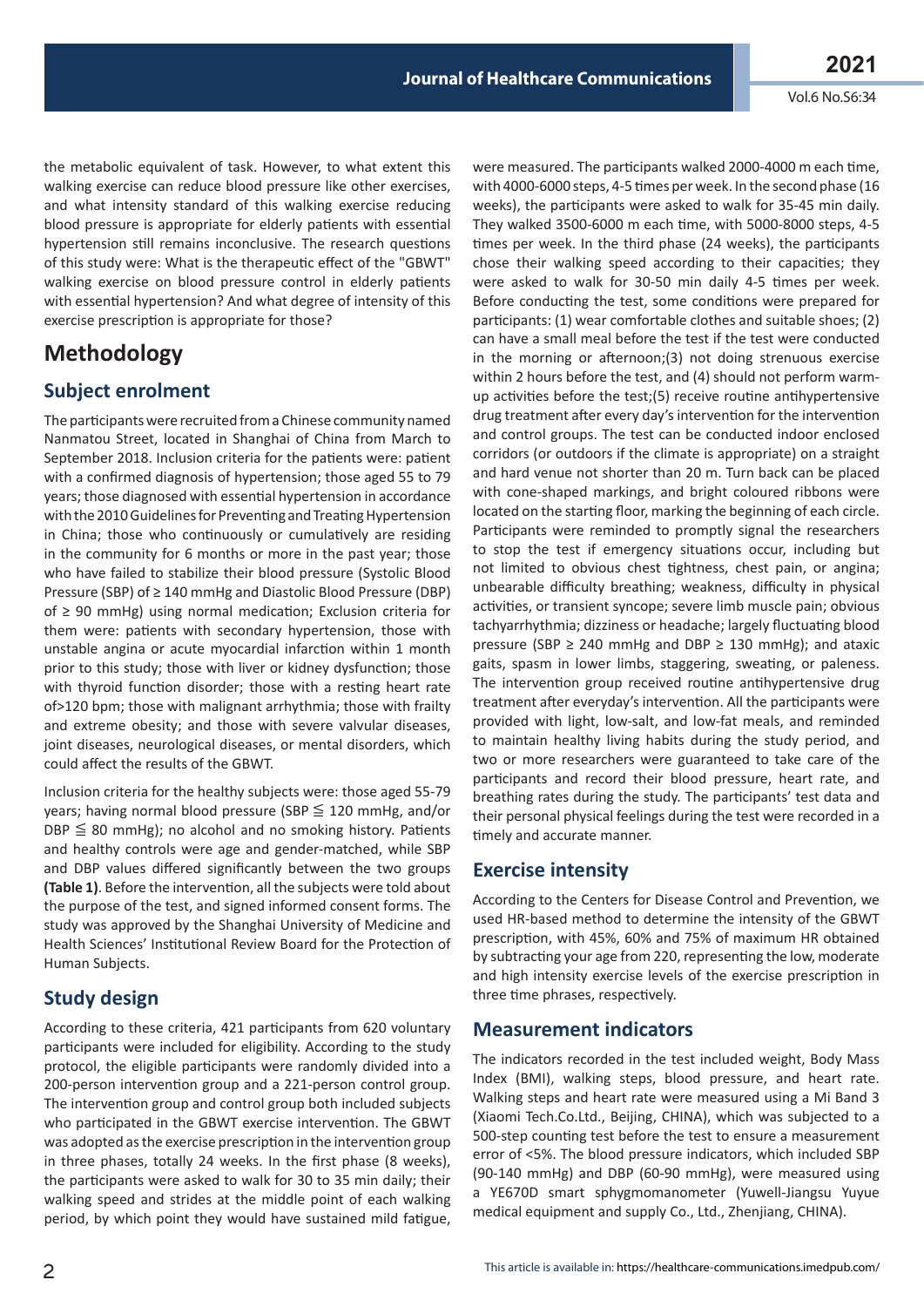the metabolic equivalent of task. However, to what extent this walking exercise can reduce blood pressure like other exercises, and what intensity standard of this walking exercise reducing blood pressure is appropriate for elderly patients with essential hypertension still remains inconclusive. The research questions of this study were: What is the therapeutic effect of the "GBWT" walking exercise on blood pressure control in elderly patients with essential hypertension? And what degree of intensity of this exercise prescription is appropriate for those?

# Methodology

## Subject enrolment

The participants were recruited from a Chinese community named Nanmatou Street, located in Shanghai of China from March to September 2018. Inclusion criteria for the patients were: patient with a confirmed diagnosis of hypertension; those aged 55 to 79 years; those diagnosed with essential hypertension in accordance with the 2010 Guidelines for Preventing and Treating Hypertension in China; those who continuously or cumulatively are residing in the community for 6 months or more in the past year; those who have failed to stabilize their blood pressure (Systolic Blood Pressure (SBP) of ≥ 140 mmHg and Diastolic Blood Pressure (DBP) of ≥ 90 mmHg) using normal medication; Exclusion criteria for them were: patients with secondary hypertension, those with unstable angina or acute myocardial infarction within 1 month prior to this study; those with liver or kidney dysfunction; those with thyroid function disorder; those with a resting heart rate of>120 bpm; those with malignant arrhythmia; those with frailty and extreme obesity; and those with severe valvular diseases, joint diseases, neurological diseases, or mental disorders, which could affect the results of the GBWT.

Inclusion criteria for the healthy subjects were: those aged 55-79 years; having normal blood pressure (SBP ≦ 120 mmHg, and/or DBP ≦ 80 mmHg); no alcohol and no smoking history. Patients and healthy controls were age and gender-matched, while SBP and DBP values differed significantly between the two groups **(Table 1)**. Before the intervention, all the subjects were told about the purpose of the test, and signed informed consent forms. The study was approved by the Shanghai University of Medicine and Health Sciences' Institutional Review Board for the Protection of Human Subjects.

## Study design

According to these criteria, 421 participants from 620 voluntary participants were included for eligibility. According to the study protocol, the eligible participants were randomly divided into a 200-person intervention group and a 221-person control group. The intervention group and control group both included subjects who participated in the GBWT exercise intervention. The GBWT was adopted as the exercise prescription in the intervention group in three phases, totally 24 weeks. In the first phase (8 weeks), the participants were asked to walk for 30 to 35 min daily; their walking speed and strides at the middle point of each walking period, by which point they would have sustained mild fatigue, were measured. The participants walked 2000-4000 m each time, with 4000-6000 steps, 4-5 times per week. In the second phase (16 weeks), the participants were asked to walk for 35-45 min daily. They walked 3500-6000 m each time, with 5000-8000 steps, 4-5 times per week. In the third phase (24 weeks), the participants chose their walking speed according to their capacities; they were asked to walk for 30-50 min daily 4-5 times per week. Before conducting the test, some conditions were prepared for participants: (1) wear comfortable clothes and suitable shoes; (2) can have a small meal before the test if the test were conducted in the morning or afternoon;(3) not doing strenuous exercise within 2 hours before the test, and (4) should not perform warm-up activities before the test;(5) receive routine antihypertensive drug treatment after every day's intervention for the intervention and control groups. The test can be conducted indoor enclosed corridors (or outdoors if the climate is appropriate) on a straight and hard venue not shorter than 20 m. Turn back can be placed with cone-shaped markings, and bright coloured ribbons were located on the starting floor, marking the beginning of each circle. Participants were reminded to promptly signal the researchers to stop the test if emergency situations occur, including but not limited to obvious chest tightness, chest pain, or angina; unbearable difficulty breathing; weakness, difficulty in physical activities, or transient syncope; severe limb muscle pain; obvious tachyarrhythmia; dizziness or headache; largely fluctuating blood pressure (SBP ≥ 240 mmHg and DBP ≥ 130 mmHg); and ataxic gaits, spasm in lower limbs, staggering, sweating, or paleness. The intervention group received routine antihypertensive drug treatment after everyday's intervention. All the participants were provided with light, low-salt, and low-fat meals, and reminded to maintain healthy living habits during the study period, and two or more researchers were guaranteed to take care of the participants and record their blood pressure, heart rate, and breathing rates during the study. The participants' test data and their personal physical feelings during the test were recorded in a timely and accurate manner.

## Exercise intensity

According to the Centers for Disease Control and Prevention, we used HR-based method to determine the intensity of the GBWT prescription, with 45%, 60% and 75% of maximum HR obtained by subtracting your age from 220, representing the low, moderate and high intensity exercise levels of the exercise prescription in three time phrases, respectively.

## Measurement indicators

The indicators recorded in the test included weight, Body Mass Index (BMI), walking steps, blood pressure, and heart rate. Walking steps and heart rate were measured using a Mi Band 3 (Xiaomi Tech.Co.Ltd., Beijing, CHINA), which was subjected to a 500-step counting test before the test to ensure a measurement error of <5%. The blood pressure indicators, which included SBP (90-140 mmHg) and DBP (60-90 mmHg), were measured using a YE670D smart sphygmomanometer (Yuwell-Jiangsu Yuyue medical equipment and supply Co., Ltd., Zhenjiang, CHINA).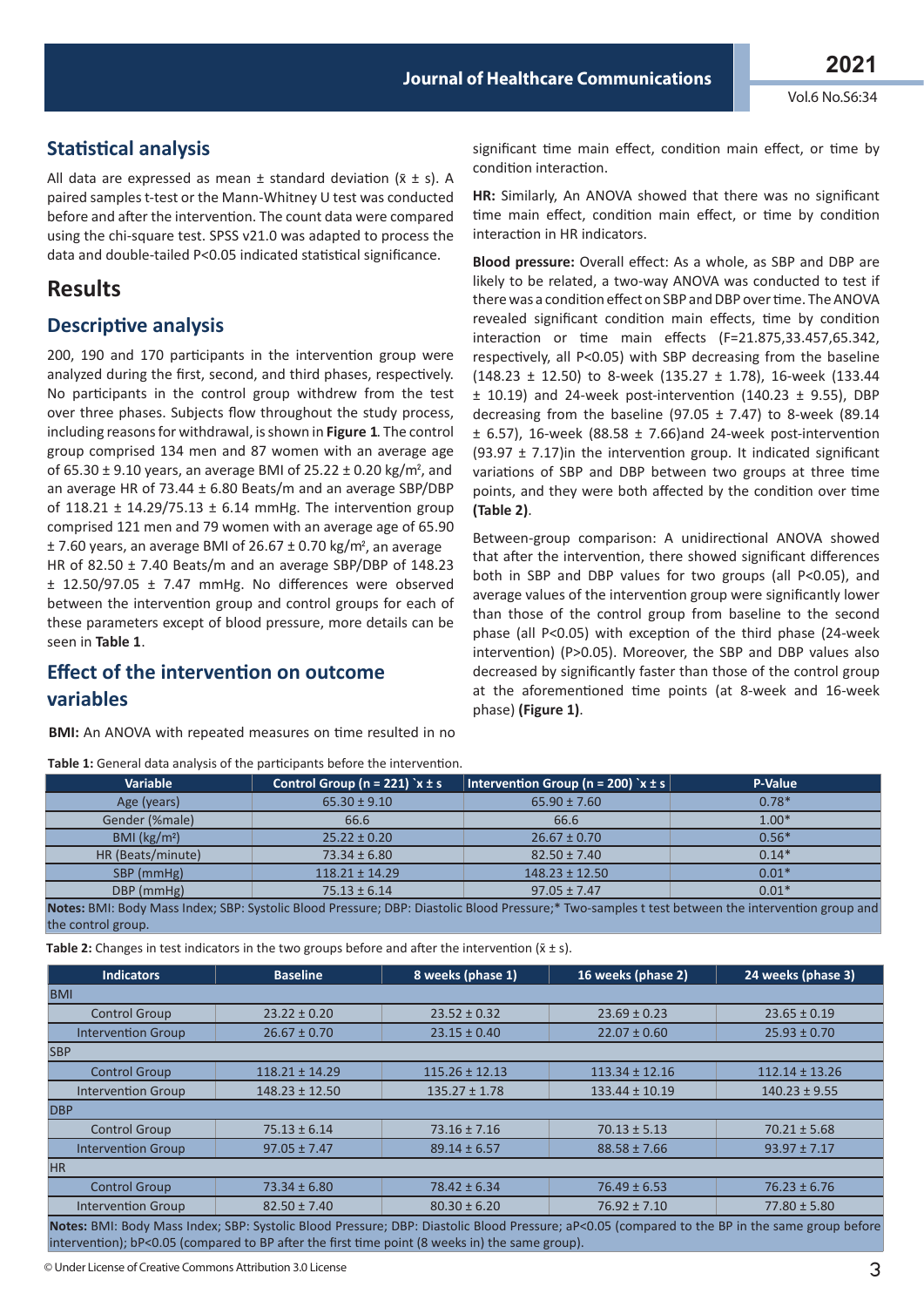## Statistical analysis

All data are expressed as mean ± standard deviation ($\bar{x}$ ± s). A paired samples t-test or the Mann-Whitney U test was conducted before and after the intervention. The count data were compared using the chi-square test. SPSS v21.0 was adapted to process the data and double-tailed P<0.05 indicated statistical significance.

# Results

## Descriptive analysis

200, 190 and 170 participants in the intervention group were analyzed during the first, second, and third phases, respectively. No participants in the control group withdrew from the test over three phases. Subjects flow throughout the study process, including reasons for withdrawal, is shown in **Figure 1**. The control group comprised 134 men and 87 women with an average age of 65.30 ± 9.10 years, an average BMI of 25.22 ± 0.20 kg/m², and an average HR of 73.44 ± 6.80 Beats/m and an average SBP/DBP of 118.21 ± 14.29/75.13 ± 6.14 mmHg. The intervention group comprised 121 men and 79 women with an average age of 65.90 ± 7.60 years, an average BMI of 26.67 ± 0.70 kg/m², an average HR of 82.50 ± 7.40 Beats/m and an average SBP/DBP of 148.23 ± 12.50/97.05 ± 7.47 mmHg. No differences were observed between the intervention group and control groups for each of these parameters except of blood pressure, more details can be seen in **Table 1**.

## Effect of the intervention on outcome variables

**BMI:** An ANOVA with repeated measures on time resulted in no significant time main effect, condition main effect, or time by condition interaction.

**HR:** Similarly, An ANOVA showed that there was no significant time main effect, condition main effect, or time by condition interaction in HR indicators.

**Blood pressure:** Overall effect: As a whole, as SBP and DBP are likely to be related, a two-way ANOVA was conducted to test if there was a condition effect on SBP and DBP over time. The ANOVA revealed significant condition main effects, time by condition interaction or time main effects (F=21.875,33.457,65.342, respectively, all P<0.05) with SBP decreasing from the baseline (148.23 ± 12.50) to 8-week (135.27 ± 1.78), 16-week (133.44 ± 10.19) and 24-week post-intervention (140.23 ± 9.55), DBP decreasing from the baseline (97.05 ± 7.47) to 8-week (89.14 ± 6.57), 16-week (88.58 ± 7.66)and 24-week post-intervention (93.97 ± 7.17)in the intervention group. It indicated significant variations of SBP and DBP between two groups at three time points, and they were both affected by the condition over time **(Table 2)**.

Between-group comparison: A unidirectional ANOVA showed that after the intervention, there showed significant differences both in SBP and DBP values for two groups (all P<0.05), and average values of the intervention group were significantly lower than those of the control group from baseline to the second phase (all P<0.05) with exception of the third phase (24-week intervention) (P>0.05). Moreover, the SBP and DBP values also decreased by significantly faster than those of the control group at the aforementioned time points (at 8-week and 16-week phase) **(Figure 1)**.

**Table 1:** General data analysis of the participants before the intervention.

| Variable | Control Group (n = 221) `x ± s | Intervention Group (n = 200) `x ± s | P-Value |
|---|---|---|---|
| Age (years) | 65.30 ± 9.10 | 65.90 ± 7.60 | 0.78* |
| Gender (%male) | 66.6 | 66.6 | 1.00* |
| BMI (kg/m²) | 25.22 ± 0.20 | 26.67 ± 0.70 | 0.56* |
| HR (Beats/minute) | 73.34 ± 6.80 | 82.50 ± 7.40 | 0.14* |
| SBP (mmHg) | 118.21 ± 14.29 | 148.23 ± 12.50 | 0.01* |
| DBP (mmHg) | 75.13 ± 6.14 | 97.05 ± 7.47 | 0.01* |

**Notes:** BMI: Body Mass Index; SBP: Systolic Blood Pressure; DBP: Diastolic Blood Pressure;* Two-samples t test between the intervention group and the control group.

**Table 2:** Changes in test indicators in the two groups before and after the intervention ($\bar{x}$ ± s).

| Indicators | Baseline | 8 weeks (phase 1) | 16 weeks (phase 2) | 24 weeks (phase 3) |
|---|---|---|---|---|
| BMI | | | | |
| Control Group | 23.22 ± 0.20 | 23.52 ± 0.32 | 23.69 ± 0.23 | 23.65 ± 0.19 |
| Intervention Group | 26.67 ± 0.70 | 23.15 ± 0.40 | 22.07 ± 0.60 | 25.93 ± 0.70 |
| SBP | | | | |
| Control Group | 118.21 ± 14.29 | 115.26 ± 12.13 | 113.34 ± 12.16 | 112.14 ± 13.26 |
| Intervention Group | 148.23 ± 12.50 | 135.27 ± 1.78 | 133.44 ± 10.19 | 140.23 ± 9.55 |
| DBP | | | | |
| Control Group | 75.13 ± 6.14 | 73.16 ± 7.16 | 70.13 ± 5.13 | 70.21 ± 5.68 |
| Intervention Group | 97.05 ± 7.47 | 89.14 ± 6.57 | 88.58 ± 7.66 | 93.97 ± 7.17 |
| HR | | | | |
| Control Group | 73.34 ± 6.80 | 78.42 ± 6.34 | 76.49 ± 6.53 | 76.23 ± 6.76 |
| Intervention Group | 82.50 ± 7.40 | 80.30 ± 6.20 | 76.92 ± 7.10 | 77.80 ± 5.80 |

**Notes:** BMI: Body Mass Index; SBP: Systolic Blood Pressure; DBP: Diastolic Blood Pressure; aP<0.05 (compared to the BP in the same group before intervention); bP<0.05 (compared to BP after the first time point (8 weeks in) the same group).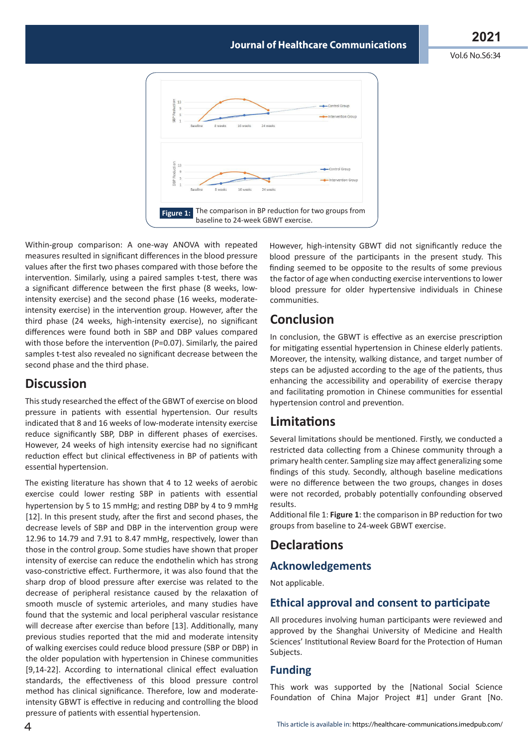Figure 1: The comparison in BP reduction for two groups from baseline to 24-week GBWT exercise.

Within-group comparison: A one-way ANOVA with repeated measures resulted in significant differences in the blood pressure values after the first two phases compared with those before the intervention. Similarly, using a paired samples t-test, there was a significant difference between the first phase (8 weeks, low-intensity exercise) and the second phase (16 weeks, moderate-intensity exercise) in the intervention group. However, after the third phase (24 weeks, high-intensity exercise), no significant differences were found both in SBP and DBP values compared with those before the intervention (P=0.07). Similarly, the paired samples t-test also revealed no significant decrease between the second phase and the third phase.

## Discussion

This study researched the effect of the GBWT of exercise on blood pressure in patients with essential hypertension. Our results indicated that 8 and 16 weeks of low-moderate intensity exercise reduce significantly SBP, DBP in different phases of exercises. However, 24 weeks of high intensity exercise had no significant reduction effect but clinical effectiveness in BP of patients with essential hypertension.

The existing literature has shown that 4 to 12 weeks of aerobic exercise could lower resting SBP in patients with essential hypertension by 5 to 15 mmHg; and resting DBP by 4 to 9 mmHg [12]. In this present study, after the first and second phases, the decrease levels of SBP and DBP in the intervention group were 12.96 to 14.79 and 7.91 to 8.47 mmHg, respectively, lower than those in the control group. Some studies have shown that proper intensity of exercise can reduce the endothelin which has strong vaso-constrictive effect. Furthermore, it was also found that the sharp drop of blood pressure after exercise was related to the decrease of peripheral resistance caused by the relaxation of smooth muscle of systemic arterioles, and many studies have found that the systemic and local peripheral vascular resistance will decrease after exercise than before [13]. Additionally, many previous studies reported that the mid and moderate intensity of walking exercises could reduce blood pressure (SBP or DBP) in the older population with hypertension in Chinese communities [9,14-22]. According to international clinical effect evaluation standards, the effectiveness of this blood pressure control method has clinical significance. Therefore, low and moderate-intensity GBWT is effective in reducing and controlling the blood pressure of patients with essential hypertension.

However, high-intensity GBWT did not significantly reduce the blood pressure of the participants in the present study. This finding seemed to be opposite to the results of some previous studies. It suggests that it is necessary to consider the factor of age when conducting exercise interventions to lower blood pressure for older hypertensive individuals in Chinese communities.

## Conclusion

In conclusion, the GBWT is effective as an exercise prescription for mitigating essential hypertension in Chinese elderly patients. Moreover, the intensity, walking distance, and target number of steps can be adjusted according to the age of the patients, thus enhancing the accessibility and operability of exercise therapy and facilitating promotion in Chinese communities for essential hypertension control and prevention.

## Limitations

Several limitations should be mentioned. Firstly, we conducted a restricted data collecting from a Chinese community through a primary health center. Sampling size may affect generalizing some findings of this study. Secondly, although baseline medications were no difference between the two groups, changes in doses were not recorded, probably potentially confounding observed results.

Additional file 1: **Figure 1**: the comparison in BP reduction for two groups from baseline to 24-week GBWT exercise.

## Declarations

### Acknowledgements

Not applicable.

### Ethical approval and consent to participate

All procedures involving human participants were reviewed and approved by the Shanghai University of Medicine and Health Sciences' Institutional Review Board for the Protection of Human Subjects.

### Funding

This work was supported by the [National Social Science Foundation of China Major Project #1] under Grant [No.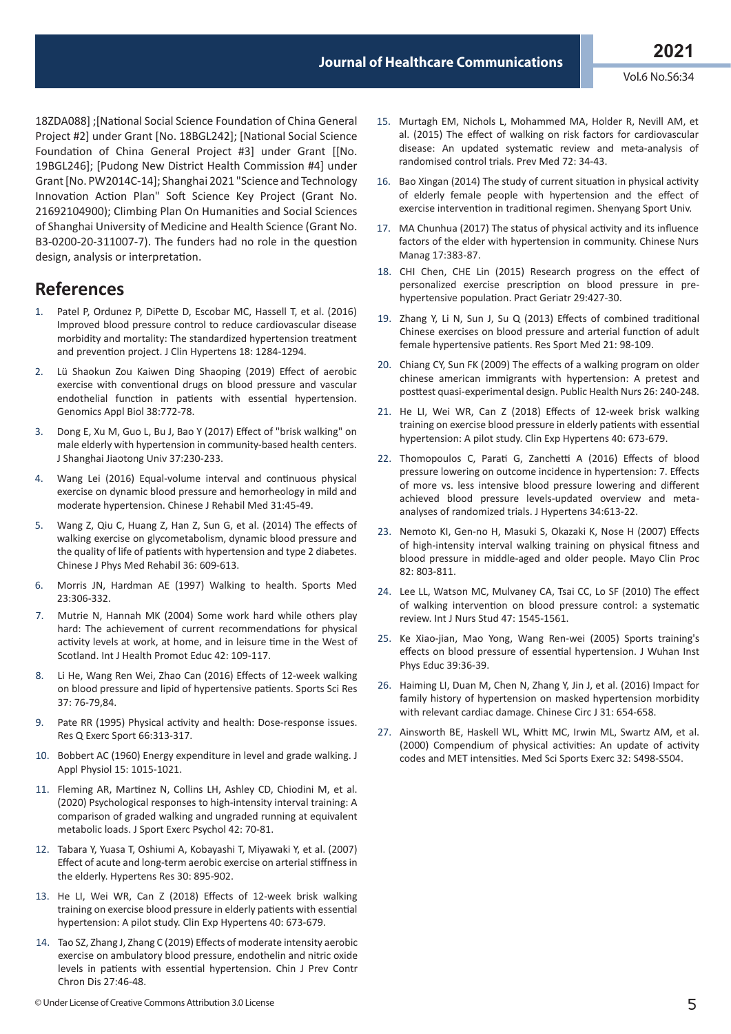18ZDA088] ;[National Social Science Foundation of China General Project #2] under Grant [No. 18BGL242]; [National Social Science Foundation of China General Project #3] under Grant [[No. 19BGL246]; [Pudong New District Health Commission #4] under Grant [No. PW2014C-14]; Shanghai 2021 "Science and Technology Innovation Action Plan" Soft Science Key Project (Grant No. 21692104900); Climbing Plan On Humanities and Social Sciences of Shanghai University of Medicine and Health Science (Grant No. B3-0200-20-311007-7). The funders had no role in the question design, analysis or interpretation.

## References

1. Patel P, Ordunez P, DiPette D, Escobar MC, Hassell T, et al. (2016) Improved blood pressure control to reduce cardiovascular disease morbidity and mortality: The standardized hypertension treatment and prevention project. J Clin Hypertens 18: 1284-1294.
2. Lü Shaokun Zou Kaiwen Ding Shaoping (2019) Effect of aerobic exercise with conventional drugs on blood pressure and vascular endothelial function in patients with essential hypertension. Genomics Appl Biol 38:772-78.
3. Dong E, Xu M, Guo L, Bu J, Bao Y (2017) Effect of "brisk walking" on male elderly with hypertension in community-based health centers. J Shanghai Jiaotong Univ 37:230-233.
4. Wang Lei (2016) Equal-volume interval and continuous physical exercise on dynamic blood pressure and hemorheology in mild and moderate hypertension. Chinese J Rehabil Med 31:45-49.
5. Wang Z, Qiu C, Huang Z, Han Z, Sun G, et al. (2014) The effects of walking exercise on glycometabolism, dynamic blood pressure and the quality of life of patients with hypertension and type 2 diabetes. Chinese J Phys Med Rehabil 36: 609-613.
6. Morris JN, Hardman AE (1997) Walking to health. Sports Med 23:306-332.
7. Mutrie N, Hannah MK (2004) Some work hard while others play hard: The achievement of current recommendations for physical activity levels at work, at home, and in leisure time in the West of Scotland. Int J Health Promot Educ 42: 109-117.
8. Li He, Wang Ren Wei, Zhao Can (2016) Effects of 12-week walking on blood pressure and lipid of hypertensive patients. Sports Sci Res 37: 76-79,84.
9. Pate RR (1995) Physical activity and health: Dose-response issues. Res Q Exerc Sport 66:313-317.
10. Bobbert AC (1960) Energy expenditure in level and grade walking. J Appl Physiol 15: 1015-1021.
11. Fleming AR, Martinez N, Collins LH, Ashley CD, Chiodini M, et al. (2020) Psychological responses to high-intensity interval training: A comparison of graded walking and ungraded running at equivalent metabolic loads. J Sport Exerc Psychol 42: 70-81.
12. Tabara Y, Yuasa T, Oshiumi A, Kobayashi T, Miyawaki Y, et al. (2007) Effect of acute and long-term aerobic exercise on arterial stiffness in the elderly. Hypertens Res 30: 895-902.
13. He LI, Wei WR, Can Z (2018) Effects of 12-week brisk walking training on exercise blood pressure in elderly patients with essential hypertension: A pilot study. Clin Exp Hypertens 40: 673-679.
14. Tao SZ, Zhang J, Zhang C (2019) Effects of moderate intensity aerobic exercise on ambulatory blood pressure, endothelin and nitric oxide levels in patients with essential hypertension. Chin J Prev Contr Chron Dis 27:46-48.
15. Murtagh EM, Nichols L, Mohammed MA, Holder R, Nevill AM, et al. (2015) The effect of walking on risk factors for cardiovascular disease: An updated systematic review and meta-analysis of randomised control trials. Prev Med 72: 34-43.
16. Bao Xingan (2014) The study of current situation in physical activity of elderly female people with hypertension and the effect of exercise intervention in traditional regimen. Shenyang Sport Univ.
17. MA Chunhua (2017) The status of physical activity and its influence factors of the elder with hypertension in community. Chinese Nurs Manag 17:383-87.
18. CHI Chen, CHE Lin (2015) Research progress on the effect of personalized exercise prescription on blood pressure in pre-hypertensive population. Pract Geriatr 29:427-30.
19. Zhang Y, Li N, Sun J, Su Q (2013) Effects of combined traditional Chinese exercises on blood pressure and arterial function of adult female hypertensive patients. Res Sport Med 21: 98-109.
20. Chiang CY, Sun FK (2009) The effects of a walking program on older chinese american immigrants with hypertension: A pretest and posttest quasi-experimental design. Public Health Nurs 26: 240-248.
21. He LI, Wei WR, Can Z (2018) Effects of 12-week brisk walking training on exercise blood pressure in elderly patients with essential hypertension: A pilot study. Clin Exp Hypertens 40: 673-679.
22. Thomopoulos C, Parati G, Zanchetti A (2016) Effects of blood pressure lowering on outcome incidence in hypertension: 7. Effects of more vs. less intensive blood pressure lowering and different achieved blood pressure levels-updated overview and meta-analyses of randomized trials. J Hypertens 34:613-22.
23. Nemoto KI, Gen-no H, Masuki S, Okazaki K, Nose H (2007) Effects of high-intensity interval walking training on physical fitness and blood pressure in middle-aged and older people. Mayo Clin Proc 82: 803-811.
24. Lee LL, Watson MC, Mulvaney CA, Tsai CC, Lo SF (2010) The effect of walking intervention on blood pressure control: a systematic review. Int J Nurs Stud 47: 1545-1561.
25. Ke Xiao-jian, Mao Yong, Wang Ren-wei (2005) Sports training's effects on blood pressure of essential hypertension. J Wuhan Inst Phys Educ 39:36-39.
26. Haiming LI, Duan M, Chen N, Zhang Y, Jin J, et al. (2016) Impact for family history of hypertension on masked hypertension morbidity with relevant cardiac damage. Chinese Circ J 31: 654-658.
27. Ainsworth BE, Haskell WL, Whitt MC, Irwin ML, Swartz AM, et al. (2000) Compendium of physical activities: An update of activity codes and MET intensities. Med Sci Sports Exerc 32: S498-S504.

© Under License of Creative Commons Attribution 3.0 License